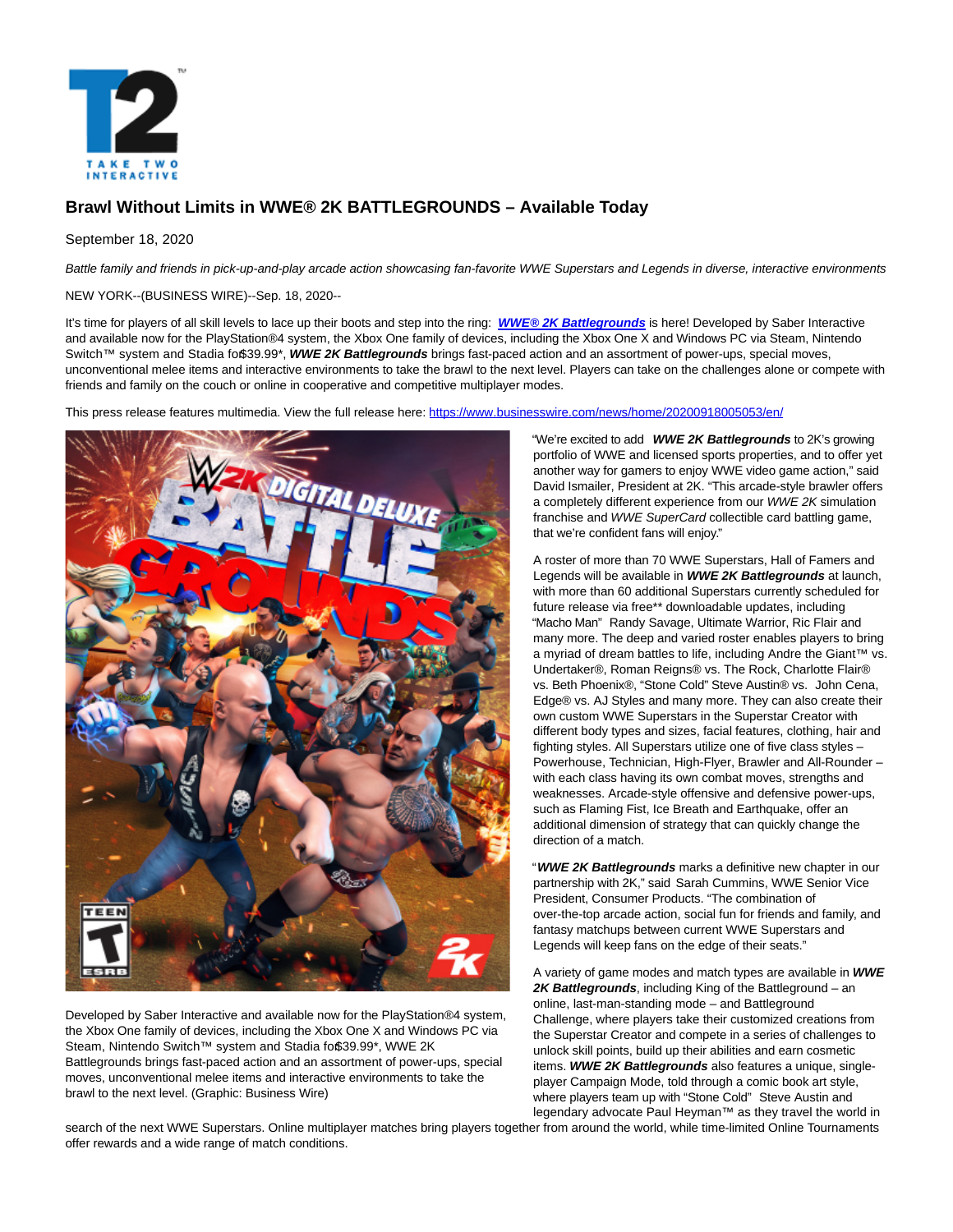# Brawl Without Limits in WWE® 2K BATTLEGROUNDS – Available Today

September 18, 2020

*Battle family and friends in pick-up-and-play arcade action showcasing fan-favorite WWE Superstars and Legends in diverse, interactive environments*

NEW YORK--(BUSINESS WIRE)--Sep. 18, 2020--

It's time for players of all skill levels to lace up their boots and step into the ring: ***WWE® 2K Battlegrounds*** is here! Developed by Saber Interactive and available now for the PlayStation®4 system, the Xbox One family of devices, including the Xbox One X and Windows PC via Steam, Nintendo Switch™ system and Stadia for $39.99*, ***WWE 2K Battlegrounds*** brings fast-paced action and an assortment of power-ups, special moves, unconventional melee items and interactive environments to take the brawl to the next level. Players can take on the challenges alone or compete with friends and family on the couch or online in cooperative and competitive multiplayer modes.

This press release features multimedia. View the full release here: https://www.businesswire.com/news/home/20200918005053/en/

Developed by Saber Interactive and available now for the PlayStation®4 system, the Xbox One family of devices, including the Xbox One X and Windows PC via Steam, Nintendo Switch™ system and Stadia for $39.99*, WWE 2K Battlegrounds brings fast-paced action and an assortment of power-ups, special moves, unconventional melee items and interactive environments to take the brawl to the next level. (Graphic: Business Wire)

"We're excited to add ***WWE 2K Battlegrounds*** to 2K's growing portfolio of WWE and licensed sports properties, and to offer yet another way for gamers to enjoy WWE video game action," said David Ismailer, President at 2K. "This arcade-style brawler offers a completely different experience from our *WWE 2K* simulation franchise and *WWE SuperCard* collectible card battling game, that we're confident fans will enjoy."

A roster of more than 70 WWE Superstars, Hall of Famers and Legends will be available in ***WWE 2K Battlegrounds*** at launch, with more than 60 additional Superstars currently scheduled for future release via free** downloadable updates, including "Macho Man" Randy Savage, Ultimate Warrior, Ric Flair and many more. The deep and varied roster enables players to bring a myriad of dream battles to life, including Andre the Giant™ vs. Undertaker®, Roman Reigns® vs. The Rock, Charlotte Flair® vs. Beth Phoenix®, "Stone Cold" Steve Austin® vs. John Cena, Edge® vs. AJ Styles and many more. They can also create their own custom WWE Superstars in the Superstar Creator with different body types and sizes, facial features, clothing, hair and fighting styles. All Superstars utilize one of five class styles – Powerhouse, Technician, High-Flyer, Brawler and All-Rounder – with each class having its own combat moves, strengths and weaknesses. Arcade-style offensive and defensive power-ups, such as Flaming Fist, Ice Breath and Earthquake, offer an additional dimension of strategy that can quickly change the direction of a match.

"***WWE 2K Battlegrounds*** marks a definitive new chapter in our partnership with 2K," said Sarah Cummins, WWE Senior Vice President, Consumer Products. "The combination of over-the-top arcade action, social fun for friends and family, and fantasy matchups between current WWE Superstars and Legends will keep fans on the edge of their seats."

A variety of game modes and match types are available in ***WWE 2K Battlegrounds***, including King of the Battleground – an online, last-man-standing mode – and Battleground Challenge, where players take their customized creations from the Superstar Creator and compete in a series of challenges to unlock skill points, build up their abilities and earn cosmetic items. ***WWE 2K Battlegrounds*** also features a unique, single-player Campaign Mode, told through a comic book art style, where players team up with "Stone Cold" Steve Austin and legendary advocate Paul Heyman™ as they travel the world in search of the next WWE Superstars. Online multiplayer matches bring players together from around the world, while time-limited Online Tournaments offer rewards and a wide range of match conditions.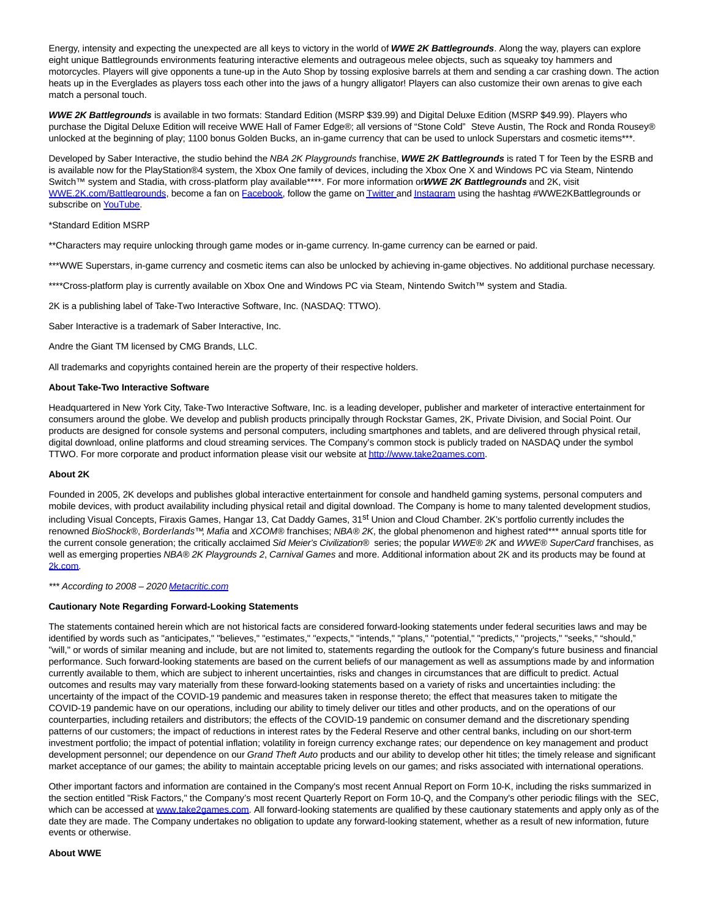Energy, intensity and expecting the unexpected are all keys to victory in the world of ***WWE 2K Battlegrounds***. Along the way, players can explore eight unique Battlegrounds environments featuring interactive elements and outrageous melee objects, such as squeaky toy hammers and motorcycles. Players will give opponents a tune-up in the Auto Shop by tossing explosive barrels at them and sending a car crashing down. The action heats up in the Everglades as players toss each other into the jaws of a hungry alligator! Players can also customize their own arenas to give each match a personal touch.

***WWE 2K Battlegrounds*** is available in two formats: Standard Edition (MSRP $39.99) and Digital Deluxe Edition (MSRP $49.99). Players who purchase the Digital Deluxe Edition will receive WWE Hall of Famer Edge®; all versions of "Stone Cold" Steve Austin, The Rock and Ronda Rousey® unlocked at the beginning of play; 1100 bonus Golden Bucks, an in-game currency that can be used to unlock Superstars and cosmetic items***.

Developed by Saber Interactive, the studio behind the *NBA 2K Playgrounds* franchise, ***WWE 2K Battlegrounds*** is rated T for Teen by the ESRB and is available now for the PlayStation®4 system, the Xbox One family of devices, including the Xbox One X and Windows PC via Steam, Nintendo Switch™ system and Stadia, with cross-platform play available****. For more information on ***WWE 2K Battlegrounds*** and 2K, visit WWE.2K.com/Battlegrounds, become a fan on Facebook, follow the game on Twitter and Instagram using the hashtag #WWE2KBattlegrounds or subscribe on YouTube.

*Standard Edition MSRP

**Characters may require unlocking through game modes or in-game currency. In-game currency can be earned or paid.

***WWE Superstars, in-game currency and cosmetic items can also be unlocked by achieving in-game objectives. No additional purchase necessary.

****Cross-platform play is currently available on Xbox One and Windows PC via Steam, Nintendo Switch™ system and Stadia.

2K is a publishing label of Take-Two Interactive Software, Inc. (NASDAQ: TTWO).

Saber Interactive is a trademark of Saber Interactive, Inc.

Andre the Giant TM licensed by CMG Brands, LLC.

All trademarks and copyrights contained herein are the property of their respective holders.

**About Take-Two Interactive Software**

Headquartered in New York City, Take-Two Interactive Software, Inc. is a leading developer, publisher and marketer of interactive entertainment for consumers around the globe. We develop and publish products principally through Rockstar Games, 2K, Private Division, and Social Point. Our products are designed for console systems and personal computers, including smartphones and tablets, and are delivered through physical retail, digital download, online platforms and cloud streaming services. The Company's common stock is publicly traded on NASDAQ under the symbol TTWO. For more corporate and product information please visit our website at http://www.take2games.com.

**About 2K**

Founded in 2005, 2K develops and publishes global interactive entertainment for console and handheld gaming systems, personal computers and mobile devices, with product availability including physical retail and digital download. The Company is home to many talented development studios, including Visual Concepts, Firaxis Games, Hangar 13, Cat Daddy Games, 31st Union and Cloud Chamber. 2K's portfolio currently includes the renowned *BioShock*®, *Borderlands*™, *Mafia* and *XCOM*® franchises; *NBA® 2K*, the global phenomenon and highest rated*** annual sports title for the current console generation; the critically acclaimed *Sid Meier's Civilization*® series; the popular *WWE® 2K* and *WWE® SuperCard* franchises, as well as emerging properties *NBA® 2K Playgrounds 2*, *Carnival Games* and more. Additional information about 2K and its products may be found at 2k.com.

**\*\*\* According to 2008 – 2020 Metacritic.com* 

**Cautionary Note Regarding Forward-Looking Statements**

The statements contained herein which are not historical facts are considered forward-looking statements under federal securities laws and may be identified by words such as "anticipates," "believes," "estimates," "expects," "intends," "plans," "potential," "predicts," "projects," "seeks," "should," "will," or words of similar meaning and include, but are not limited to, statements regarding the outlook for the Company's future business and financial performance. Such forward-looking statements are based on the current beliefs of our management as well as assumptions made by and information currently available to them, which are subject to inherent uncertainties, risks and changes in circumstances that are difficult to predict. Actual outcomes and results may vary materially from these forward-looking statements based on a variety of risks and uncertainties including: the uncertainty of the impact of the COVID-19 pandemic and measures taken in response thereto; the effect that measures taken to mitigate the COVID-19 pandemic have on our operations, including our ability to timely deliver our titles and other products, and on the operations of our counterparties, including retailers and distributors; the effects of the COVID-19 pandemic on consumer demand and the discretionary spending patterns of our customers; the impact of reductions in interest rates by the Federal Reserve and other central banks, including on our short-term investment portfolio; the impact of potential inflation; volatility in foreign currency exchange rates; our dependence on key management and product development personnel; our dependence on our *Grand Theft Auto* products and our ability to develop other hit titles; the timely release and significant market acceptance of our games; the ability to maintain acceptable pricing levels on our games; and risks associated with international operations.

Other important factors and information are contained in the Company's most recent Annual Report on Form 10-K, including the risks summarized in the section entitled "Risk Factors," the Company's most recent Quarterly Report on Form 10-Q, and the Company's other periodic filings with the SEC, which can be accessed at www.take2games.com. All forward-looking statements are qualified by these cautionary statements and apply only as of the date they are made. The Company undertakes no obligation to update any forward-looking statement, whether as a result of new information, future events or otherwise.

**About WWE**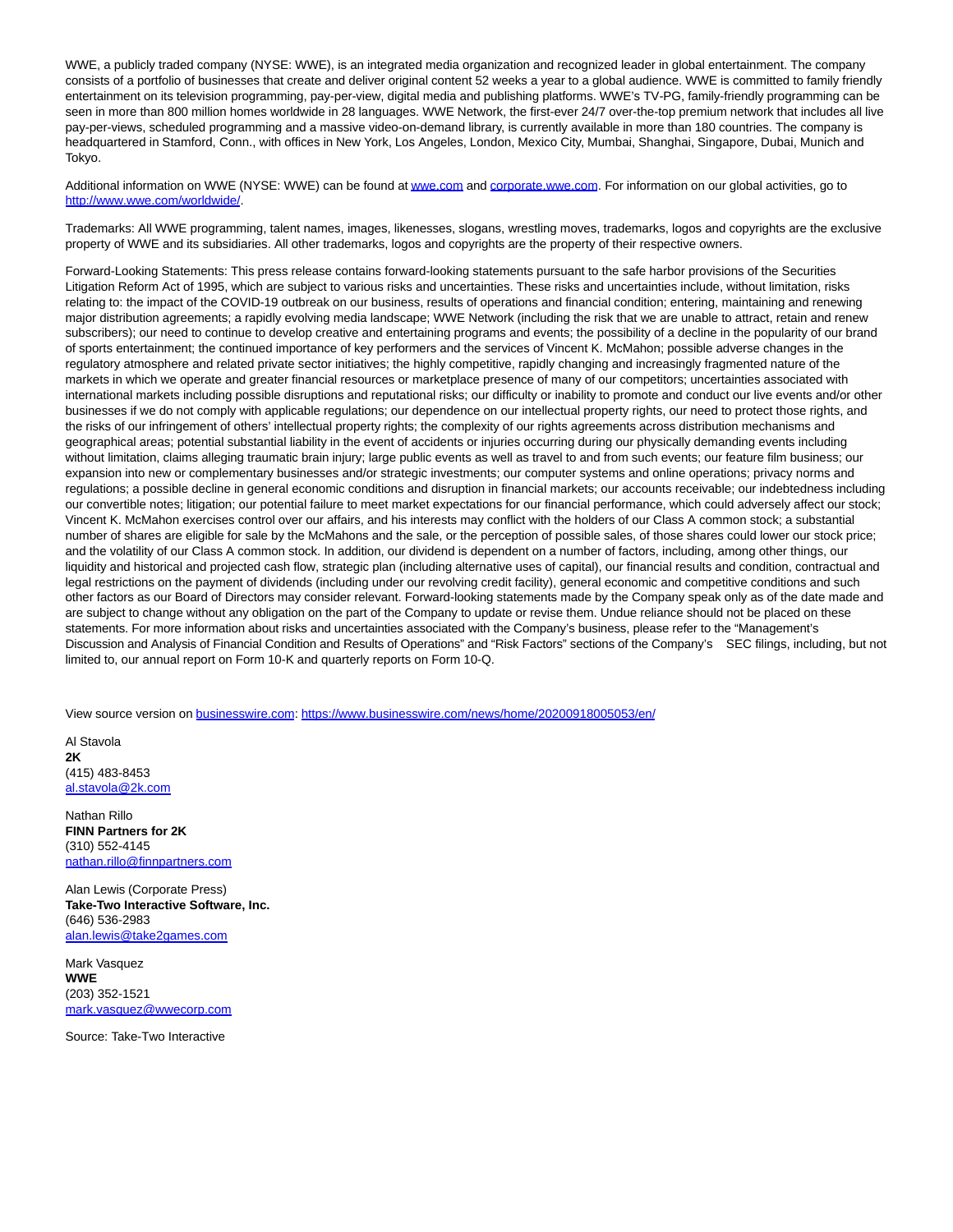WWE, a publicly traded company (NYSE: WWE), is an integrated media organization and recognized leader in global entertainment. The company consists of a portfolio of businesses that create and deliver original content 52 weeks a year to a global audience. WWE is committed to family friendly entertainment on its television programming, pay-per-view, digital media and publishing platforms. WWE's TV-PG, family-friendly programming can be seen in more than 800 million homes worldwide in 28 languages. WWE Network, the first-ever 24/7 over-the-top premium network that includes all live pay-per-views, scheduled programming and a massive video-on-demand library, is currently available in more than 180 countries. The company is headquartered in Stamford, Conn., with offices in New York, Los Angeles, London, Mexico City, Mumbai, Shanghai, Singapore, Dubai, Munich and Tokyo.

Additional information on WWE (NYSE: WWE) can be found at wwe.com and corporate.wwe.com. For information on our global activities, go to http://www.wwe.com/worldwide/.

Trademarks: All WWE programming, talent names, images, likenesses, slogans, wrestling moves, trademarks, logos and copyrights are the exclusive property of WWE and its subsidiaries. All other trademarks, logos and copyrights are the property of their respective owners.

Forward-Looking Statements: This press release contains forward-looking statements pursuant to the safe harbor provisions of the Securities Litigation Reform Act of 1995, which are subject to various risks and uncertainties. These risks and uncertainties include, without limitation, risks relating to: the impact of the COVID-19 outbreak on our business, results of operations and financial condition; entering, maintaining and renewing major distribution agreements; a rapidly evolving media landscape; WWE Network (including the risk that we are unable to attract, retain and renew subscribers); our need to continue to develop creative and entertaining programs and events; the possibility of a decline in the popularity of our brand of sports entertainment; the continued importance of key performers and the services of Vincent K. McMahon; possible adverse changes in the regulatory atmosphere and related private sector initiatives; the highly competitive, rapidly changing and increasingly fragmented nature of the markets in which we operate and greater financial resources or marketplace presence of many of our competitors; uncertainties associated with international markets including possible disruptions and reputational risks; our difficulty or inability to promote and conduct our live events and/or other businesses if we do not comply with applicable regulations; our dependence on our intellectual property rights, our need to protect those rights, and the risks of our infringement of others' intellectual property rights; the complexity of our rights agreements across distribution mechanisms and geographical areas; potential substantial liability in the event of accidents or injuries occurring during our physically demanding events including without limitation, claims alleging traumatic brain injury; large public events as well as travel to and from such events; our feature film business; our expansion into new or complementary businesses and/or strategic investments; our computer systems and online operations; privacy norms and regulations; a possible decline in general economic conditions and disruption in financial markets; our accounts receivable; our indebtedness including our convertible notes; litigation; our potential failure to meet market expectations for our financial performance, which could adversely affect our stock; Vincent K. McMahon exercises control over our affairs, and his interests may conflict with the holders of our Class A common stock; a substantial number of shares are eligible for sale by the McMahons and the sale, or the perception of possible sales, of those shares could lower our stock price; and the volatility of our Class A common stock. In addition, our dividend is dependent on a number of factors, including, among other things, our liquidity and historical and projected cash flow, strategic plan (including alternative uses of capital), our financial results and condition, contractual and legal restrictions on the payment of dividends (including under our revolving credit facility), general economic and competitive conditions and such other factors as our Board of Directors may consider relevant. Forward-looking statements made by the Company speak only as of the date made and are subject to change without any obligation on the part of the Company to update or revise them. Undue reliance should not be placed on these statements. For more information about risks and uncertainties associated with the Company's business, please refer to the "Management's Discussion and Analysis of Financial Condition and Results of Operations" and "Risk Factors" sections of the Company's SEC filings, including, but not limited to, our annual report on Form 10-K and quarterly reports on Form 10-Q.

View source version on businesswire.com: https://www.businesswire.com/news/home/20200918005053/en/

Al Stavola
**2K**
(415) 483-8453
al.stavola@2k.com

Nathan Rillo
**FINN Partners for 2K**
(310) 552-4145
nathan.rillo@finnpartners.com

Alan Lewis (Corporate Press)
**Take-Two Interactive Software, Inc.**
(646) 536-2983
alan.lewis@take2games.com

Mark Vasquez
**WWE**
(203) 352-1521
mark.vasquez@wwecorp.com

Source: Take-Two Interactive